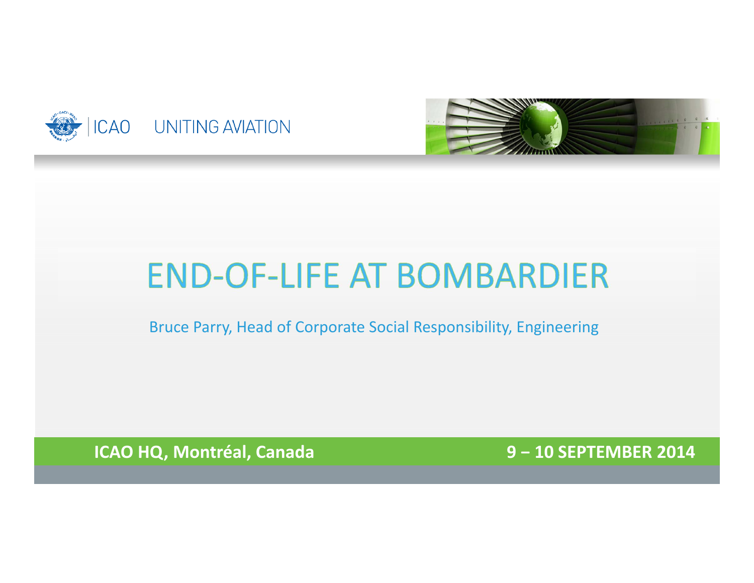ICAO UNITING AVIATION

# END-OF-LIFE AT BOMBARDIER

Bruce Parry, Head of Corporate Social Responsibility, Engineering

**ICAO HQ, Montréal, Canada** **9 – 10 SEPTEMBER 2014**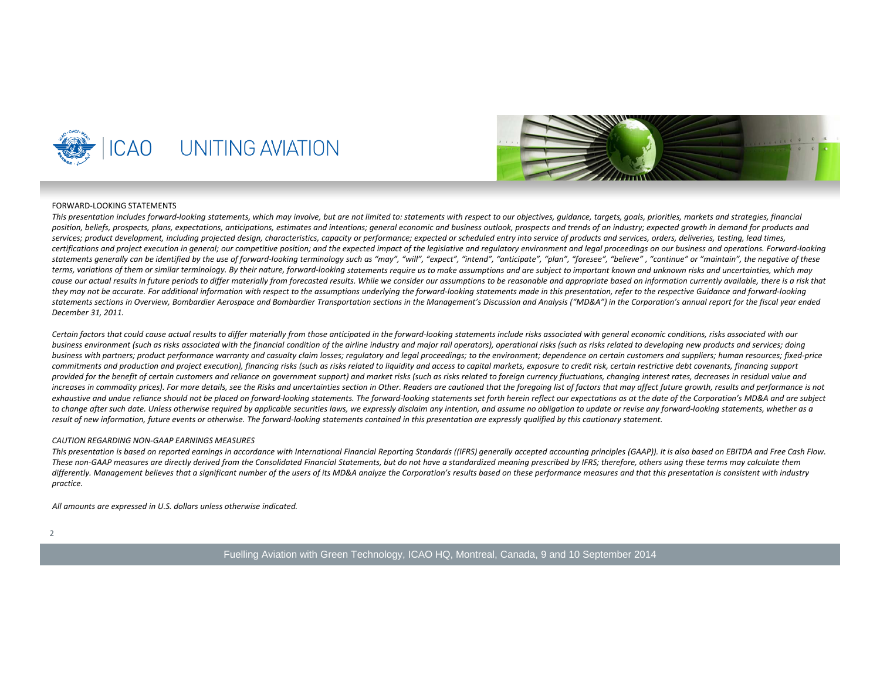FORWARD-LOOKING STATEMENTS

*This presentation includes forward-looking statements, which may involve, but are not limited to: statements with respect to our objectives, guidance, targets, goals, priorities, markets and strategies, financial position, beliefs, prospects, plans, expectations, anticipations, estimates and intentions; general economic and business outlook, prospects and trends of an industry; expected growth in demand for products and services; product development, including projected design, characteristics, capacity or performance; expected or scheduled entry into service of products and services, orders, deliveries, testing, lead times, certifications and project execution in general; our competitive position; and the expected impact of the legislative and regulatory environment and legal proceedings on our business and operations. Forward-looking statements generally can be identified by the use of forward-looking terminology such as "may", "will", "expect", "intend", "anticipate", "plan", "foresee", "believe" , "continue" or "maintain", the negative of these terms, variations of them or similar terminology. By their nature, forward-looking statements require us to make assumptions and are subject to important known and unknown risks and uncertainties, which may cause our actual results in future periods to differ materially from forecasted results. While we consider our assumptions to be reasonable and appropriate based on information currently available, there is a risk that they may not be accurate. For additional information with respect to the assumptions underlying the forward-looking statements made in this presentation, refer to the respective Guidance and forward-looking statements sections in Overview, Bombardier Aerospace and Bombardier Transportation sections in the Management's Discussion and Analysis ("MD&A") in the Corporation's annual report for the fiscal year ended December 31, 2011.*

*Certain factors that could cause actual results to differ materially from those anticipated in the forward-looking statements include risks associated with general economic conditions, risks associated with our business environment (such as risks associated with the financial condition of the airline industry and major rail operators), operational risks (such as risks related to developing new products and services; doing business with partners; product performance warranty and casualty claim losses; regulatory and legal proceedings; to the environment; dependence on certain customers and suppliers; human resources; fixed-price commitments and production and project execution), financing risks (such as risks related to liquidity and access to capital markets, exposure to credit risk, certain restrictive debt covenants, financing support provided for the benefit of certain customers and reliance on government support) and market risks (such as risks related to foreign currency fluctuations, changing interest rates, decreases in residual value and increases in commodity prices). For more details, see the Risks and uncertainties section in Other. Readers are cautioned that the foregoing list of factors that may affect future growth, results and performance is not exhaustive and undue reliance should not be placed on forward-looking statements. The forward-looking statements set forth herein reflect our expectations as at the date of the Corporation's MD&A and are subject to change after such date. Unless otherwise required by applicable securities laws, we expressly disclaim any intention, and assume no obligation to update or revise any forward-looking statements, whether as a result of new information, future events or otherwise. The forward-looking statements contained in this presentation are expressly qualified by this cautionary statement.*

*CAUTION REGARDING NON-GAAP EARNINGS MEASURES*

*This presentation is based on reported earnings in accordance with International Financial Reporting Standards ((IFRS) generally accepted accounting principles (GAAP)). It is also based on EBITDA and Free Cash Flow. These non-GAAP measures are directly derived from the Consolidated Financial Statements, but do not have a standardized meaning prescribed by IFRS; therefore, others using these terms may calculate them differently. Management believes that a significant number of the users of its MD&A analyze the Corporation's results based on these performance measures and that this presentation is consistent with industry practice.*

*All amounts are expressed in U.S. dollars unless otherwise indicated.*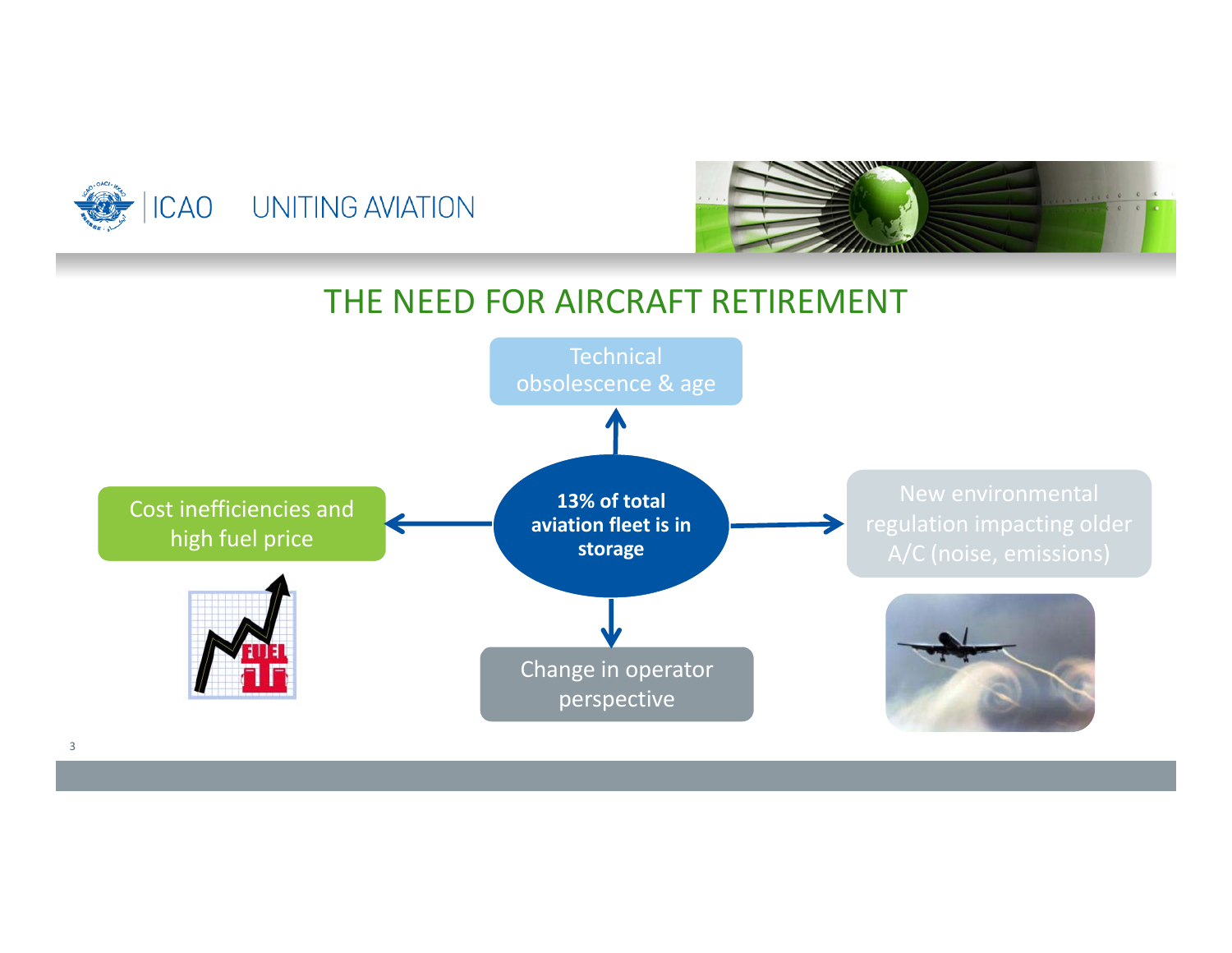# THE NEED FOR AIRCRAFT RETIREMENT

**13% of total aviation fleet is in storage**

- Technical obsolescence & age
- Cost inefficiencies and high fuel price
- New environmental regulation impacting older A/C (noise, emissions)
- Change in operator perspective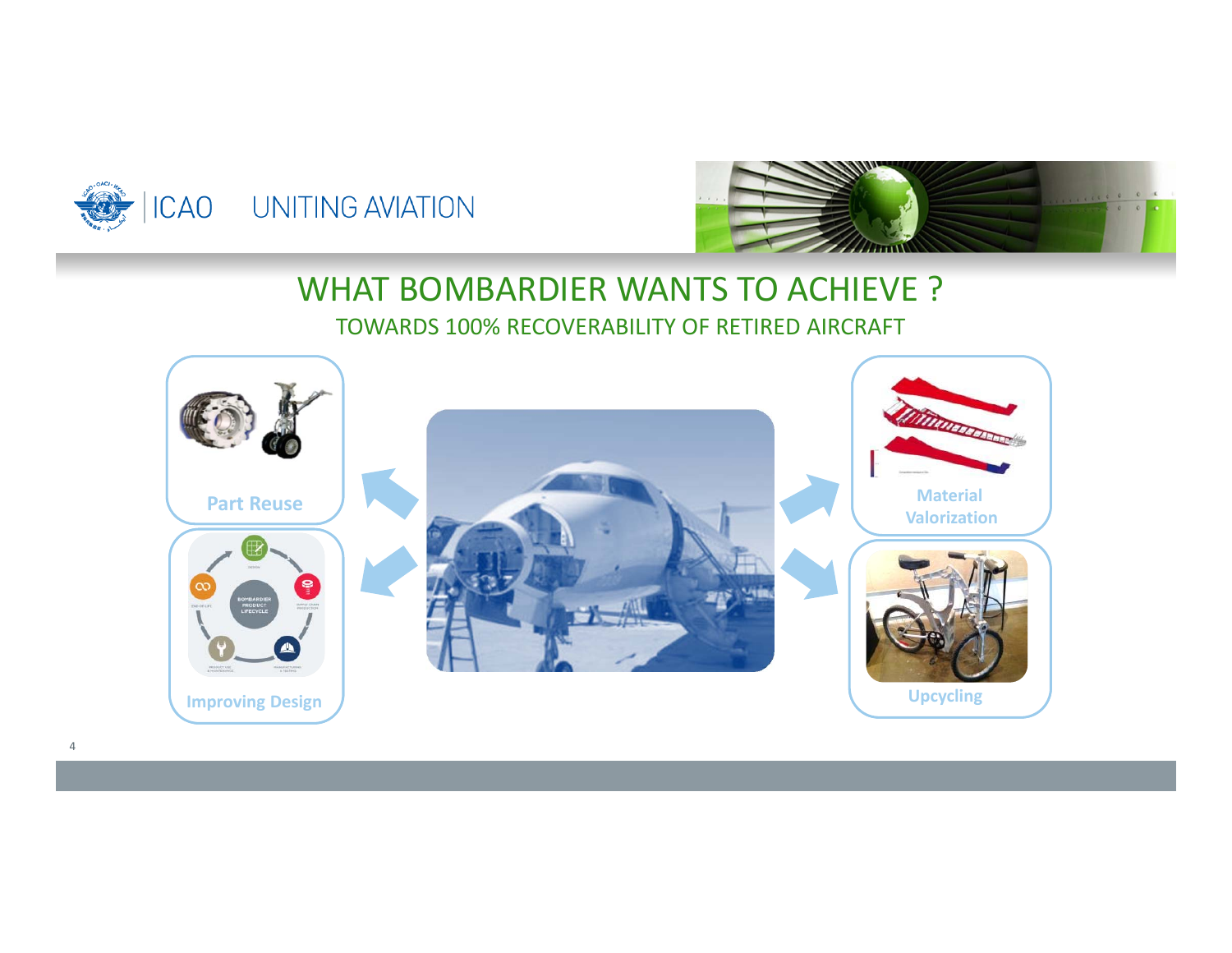# WHAT BOMBARDIER WANTS TO ACHIEVE ?

## TOWARDS 100% RECOVERABILITY OF RETIRED AIRCRAFT

- Part Reuse
- Improving Design
- Material Valorization
- Upcycling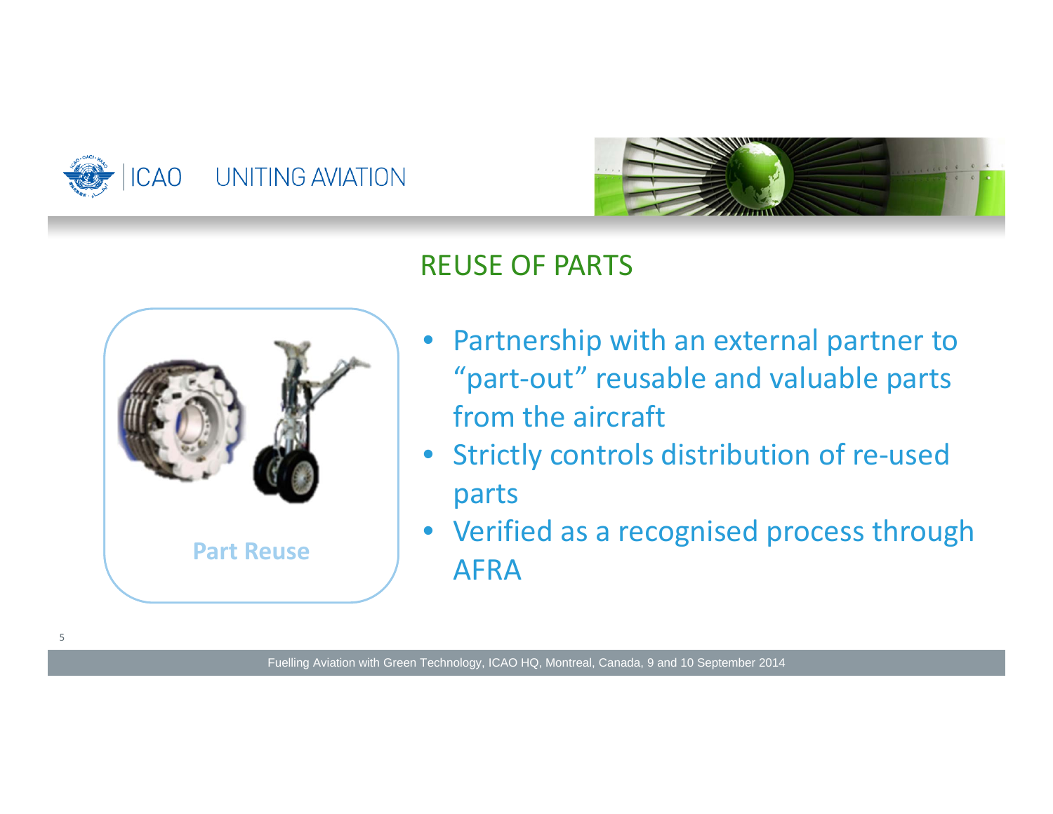## REUSE OF PARTS

Part Reuse

- Partnership with an external partner to "part-out" reusable and valuable parts from the aircraft
- Strictly controls distribution of re-used parts
- Verified as a recognised process through AFRA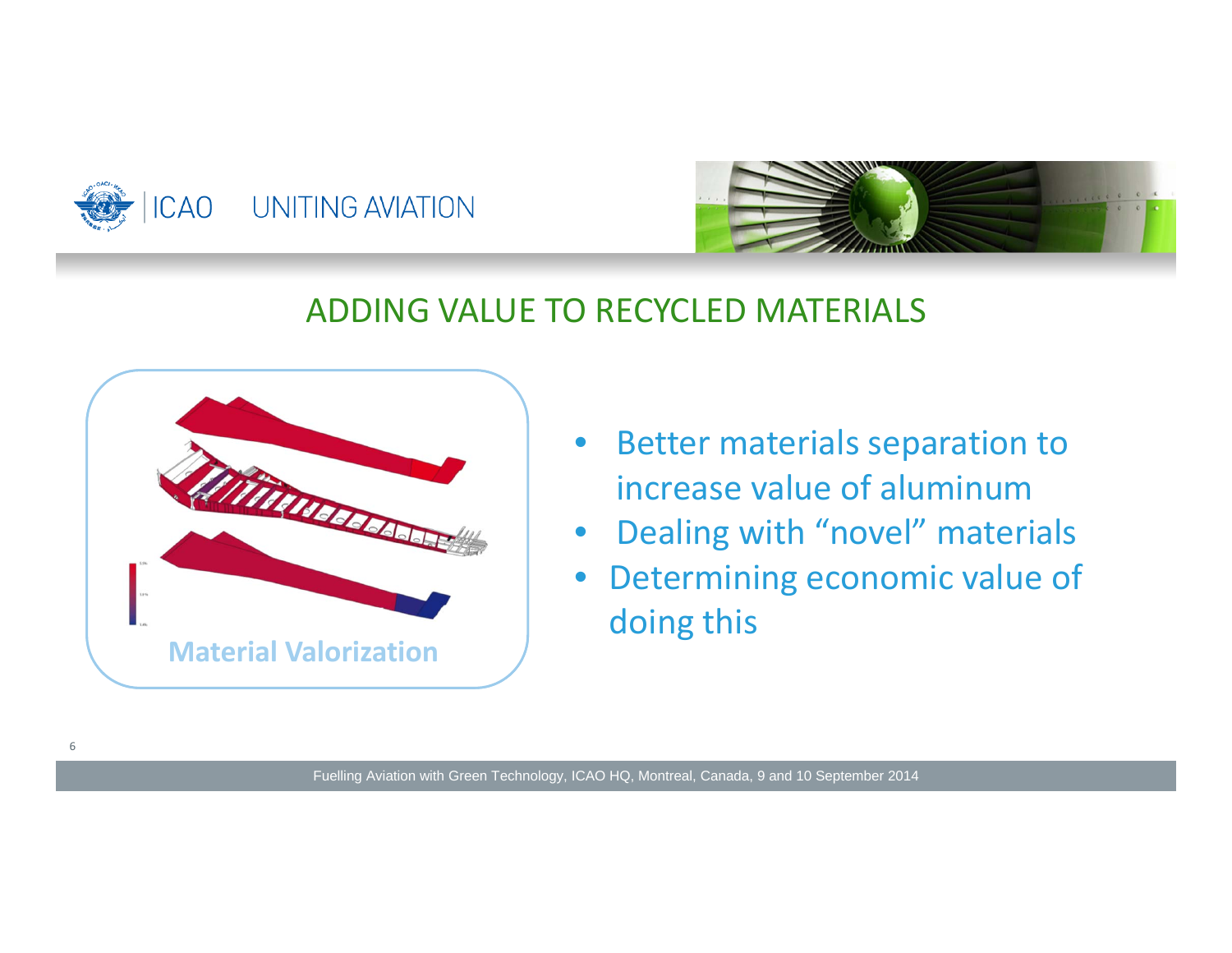## ADDING VALUE TO RECYCLED MATERIALS

**Material Valorization**

- Better materials separation to increase value of aluminum
- Dealing with “novel” materials
- Determining economic value of doing this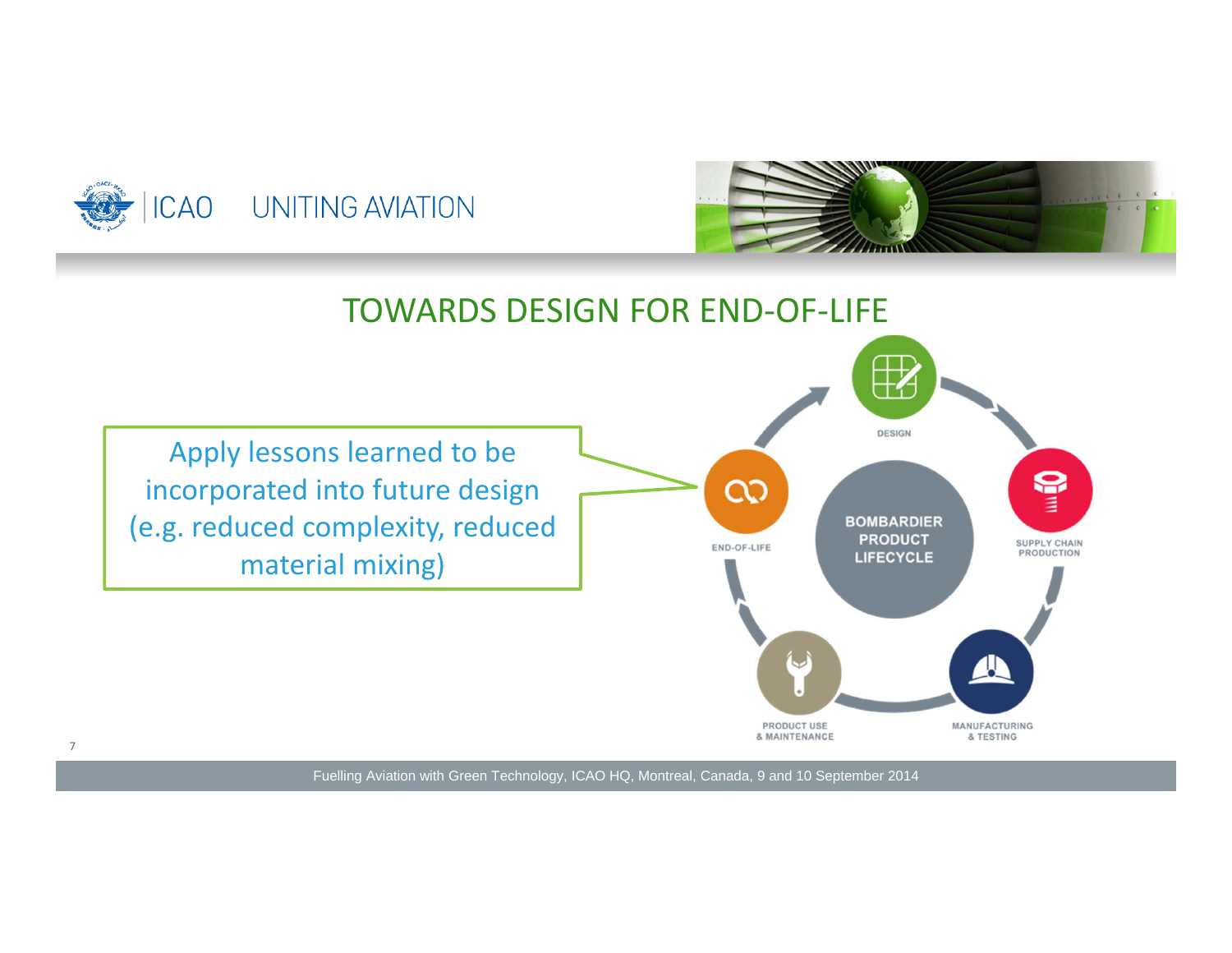# TOWARDS DESIGN FOR END-OF-LIFE

Apply lessons learned to be incorporated into future design (e.g. reduced complexity, reduced material mixing)

BOMBARDIER PRODUCT LIFECYCLE

- DESIGN
- SUPPLY CHAIN PRODUCTION
- MANUFACTURING & TESTING
- PRODUCT USE & MAINTENANCE
- END-OF-LIFE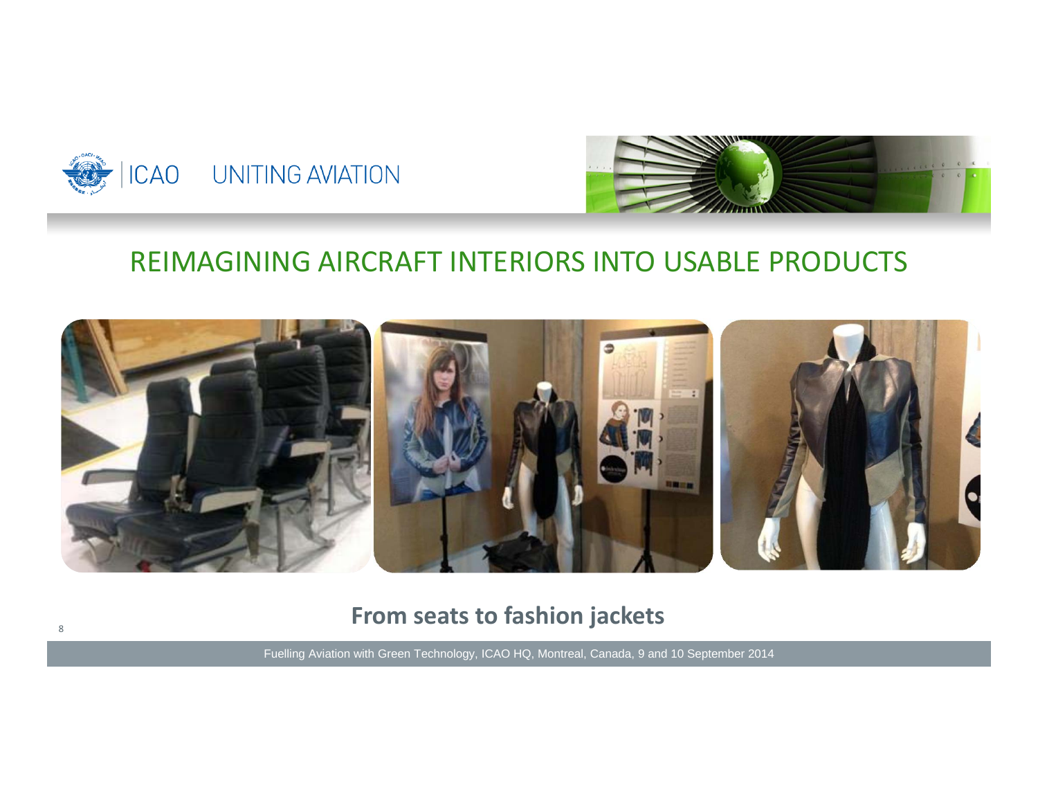## REIMAGINING AIRCRAFT INTERIORS INTO USABLE PRODUCTS

**From seats to fashion jackets**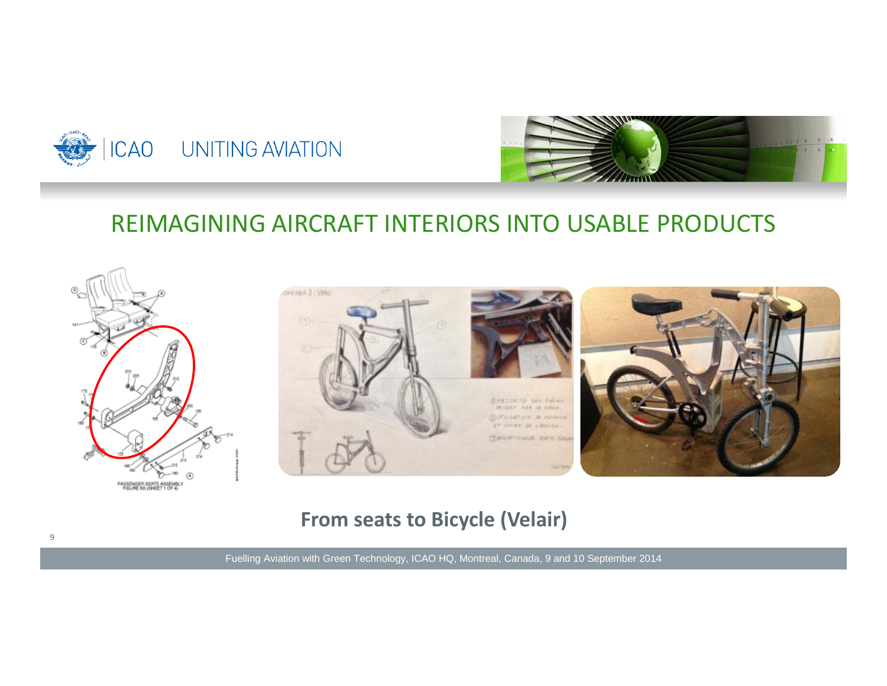# REIMAGINING AIRCRAFT INTERIORS INTO USABLE PRODUCTS

**From seats to Bicycle (Velair)**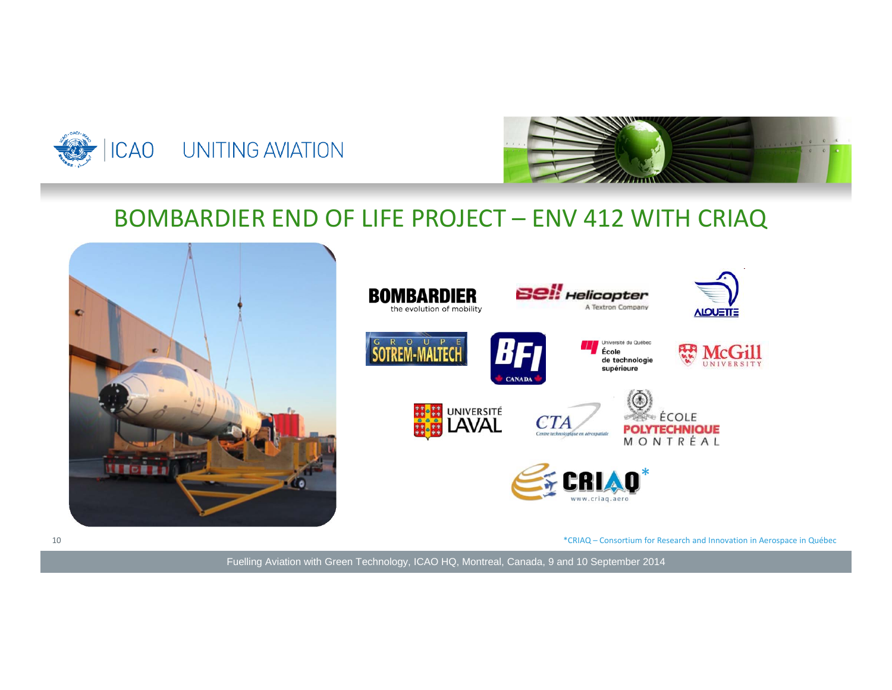# BOMBARDIER END OF LIFE PROJECT – ENV 412 WITH CRIAQ

*CRIAQ – Consortium for Research and Innovation in Aerospace in Québec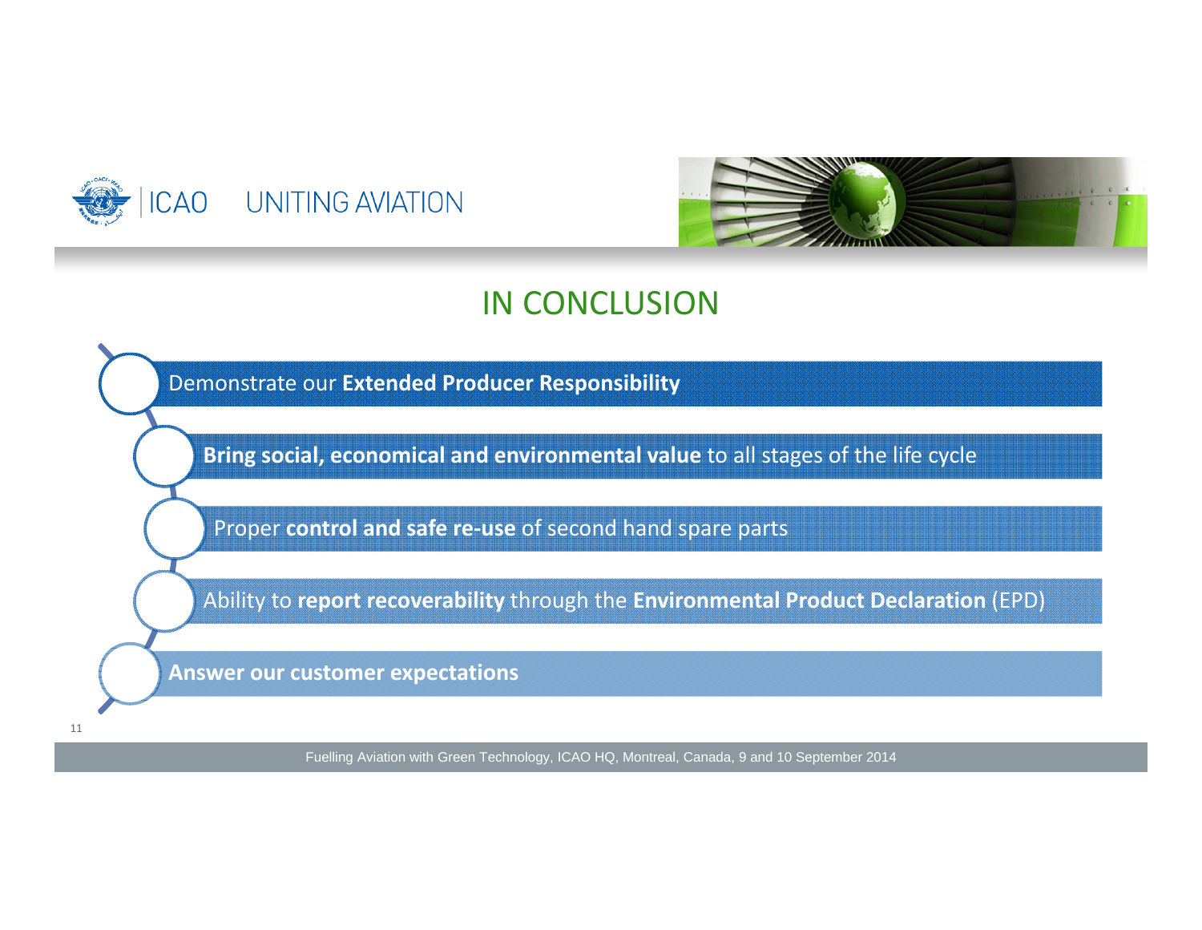# IN CONCLUSION

- Demonstrate our **Extended Producer Responsibility**
- **Bring social, economical and environmental value** to all stages of the life cycle
- Proper **control and safe re-use** of second hand spare parts
- Ability to **report recoverability** through the **Environmental Product Declaration** (EPD)
- **Answer our customer expectations**